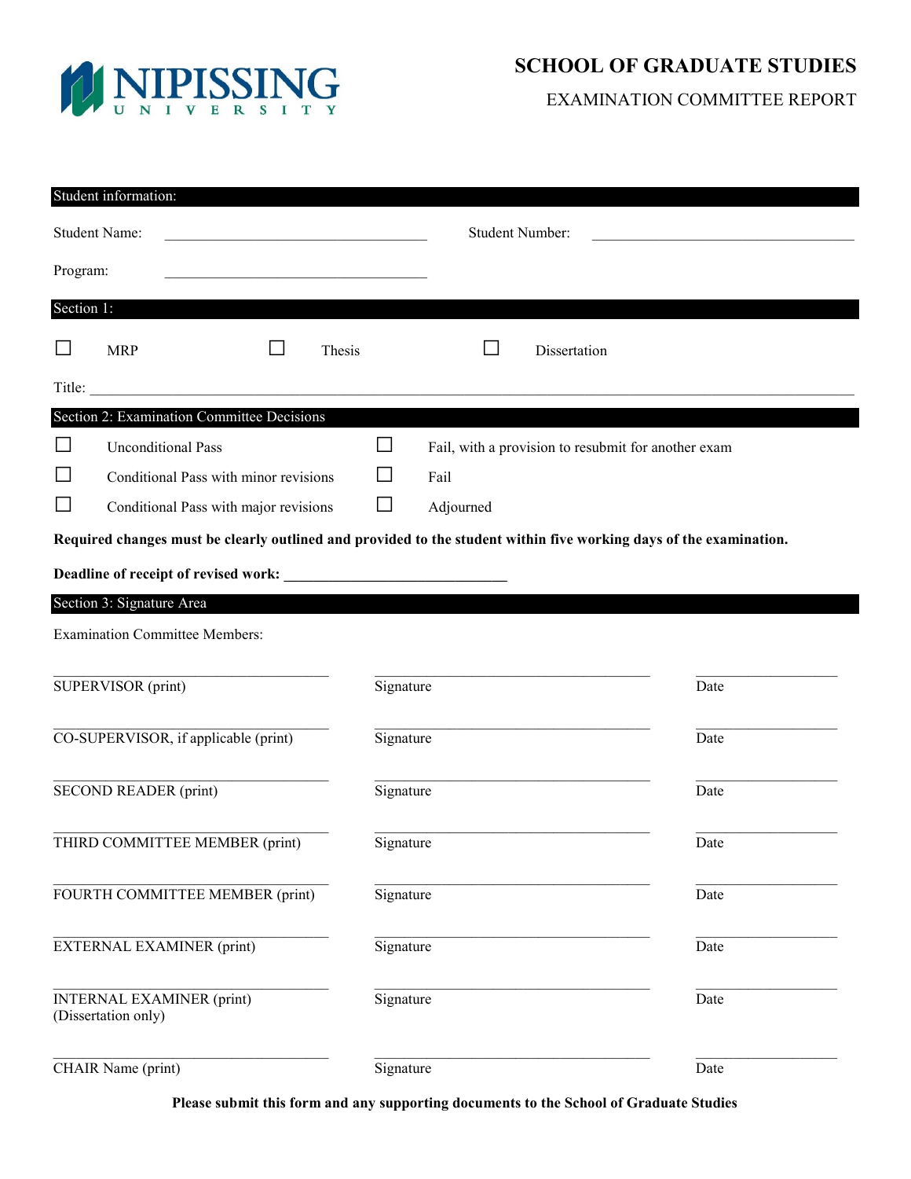# NIPISSING UNIVERSITY

## SCHOOL OF GRADUATE STUDIES

### EXAMINATION COMMITTEE REPORT

**Student information:**

Student Name: ______________________ Student Number: ______________________

Program: ______________________

**Section 1:**

☐ MRP ☐ Thesis ☐ Dissertation

Title: ____________________________________________________________

**Section 2: Examination Committee Decisions**

☐ Unconditional Pass

☐ Conditional Pass with minor revisions

☐ Conditional Pass with major revisions

☐ Fail, with a provision to resubmit for another exam

☐ Fail

☐ Adjourned

**Required changes must be clearly outlined and provided to the student within five working days of the examination.**

**Deadline of receipt of revised work: ______________________**

**Section 3: Signature Area**

Examination Committee Members:

| | | |
|---|---|---|
| ______________________<br>SUPERVISOR (print) | ______________________<br>Signature | ____________<br>Date |
| ______________________<br>CO-SUPERVISOR, if applicable (print) | ______________________<br>Signature | ____________<br>Date |
| ______________________<br>SECOND READER (print) | ______________________<br>Signature | ____________<br>Date |
| ______________________<br>THIRD COMMITTEE MEMBER (print) | ______________________<br>Signature | ____________<br>Date |
| ______________________<br>FOURTH COMMITTEE MEMBER (print) | ______________________<br>Signature | ____________<br>Date |
| ______________________<br>EXTERNAL EXAMINER (print) | ______________________<br>Signature | ____________<br>Date |
| ______________________<br>INTERNAL EXAMINER (print)<br>(Dissertation only) | ______________________<br>Signature | ____________<br>Date |
| ______________________<br>CHAIR Name (print) | ______________________<br>Signature | ____________<br>Date |

**Please submit this form and any supporting documents to the School of Graduate Studies**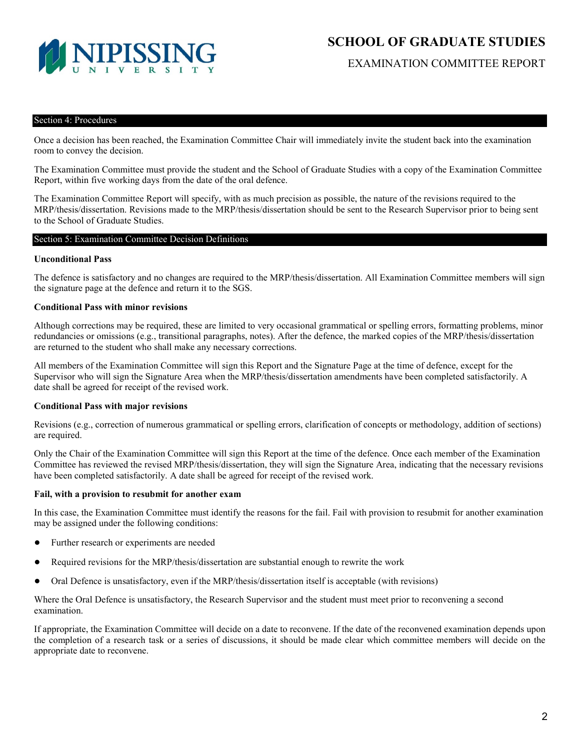## Section 4: Procedures

Once a decision has been reached, the Examination Committee Chair will immediately invite the student back into the examination room to convey the decision.

The Examination Committee must provide the student and the School of Graduate Studies with a copy of the Examination Committee Report, within five working days from the date of the oral defence.

The Examination Committee Report will specify, with as much precision as possible, the nature of the revisions required to the MRP/thesis/dissertation. Revisions made to the MRP/thesis/dissertation should be sent to the Research Supervisor prior to being sent to the School of Graduate Studies.

## Section 5: Examination Committee Decision Definitions

**Unconditional Pass**

The defence is satisfactory and no changes are required to the MRP/thesis/dissertation. All Examination Committee members will sign the signature page at the defence and return it to the SGS.

**Conditional Pass with minor revisions**

Although corrections may be required, these are limited to very occasional grammatical or spelling errors, formatting problems, minor redundancies or omissions (e.g., transitional paragraphs, notes). After the defence, the marked copies of the MRP/thesis/dissertation are returned to the student who shall make any necessary corrections.

All members of the Examination Committee will sign this Report and the Signature Page at the time of defence, except for the Supervisor who will sign the Signature Area when the MRP/thesis/dissertation amendments have been completed satisfactorily. A date shall be agreed for receipt of the revised work.

**Conditional Pass with major revisions**

Revisions (e.g., correction of numerous grammatical or spelling errors, clarification of concepts or methodology, addition of sections) are required.

Only the Chair of the Examination Committee will sign this Report at the time of the defence. Once each member of the Examination Committee has reviewed the revised MRP/thesis/dissertation, they will sign the Signature Area, indicating that the necessary revisions have been completed satisfactorily. A date shall be agreed for receipt of the revised work.

**Fail, with a provision to resubmit for another exam**

In this case, the Examination Committee must identify the reasons for the fail. Fail with provision to resubmit for another examination may be assigned under the following conditions:

- Further research or experiments are needed
- Required revisions for the MRP/thesis/dissertation are substantial enough to rewrite the work
- Oral Defence is unsatisfactory, even if the MRP/thesis/dissertation itself is acceptable (with revisions)

Where the Oral Defence is unsatisfactory, the Research Supervisor and the student must meet prior to reconvening a second examination.

If appropriate, the Examination Committee will decide on a date to reconvene. If the date of the reconvened examination depends upon the completion of a research task or a series of discussions, it should be made clear which committee members will decide on the appropriate date to reconvene.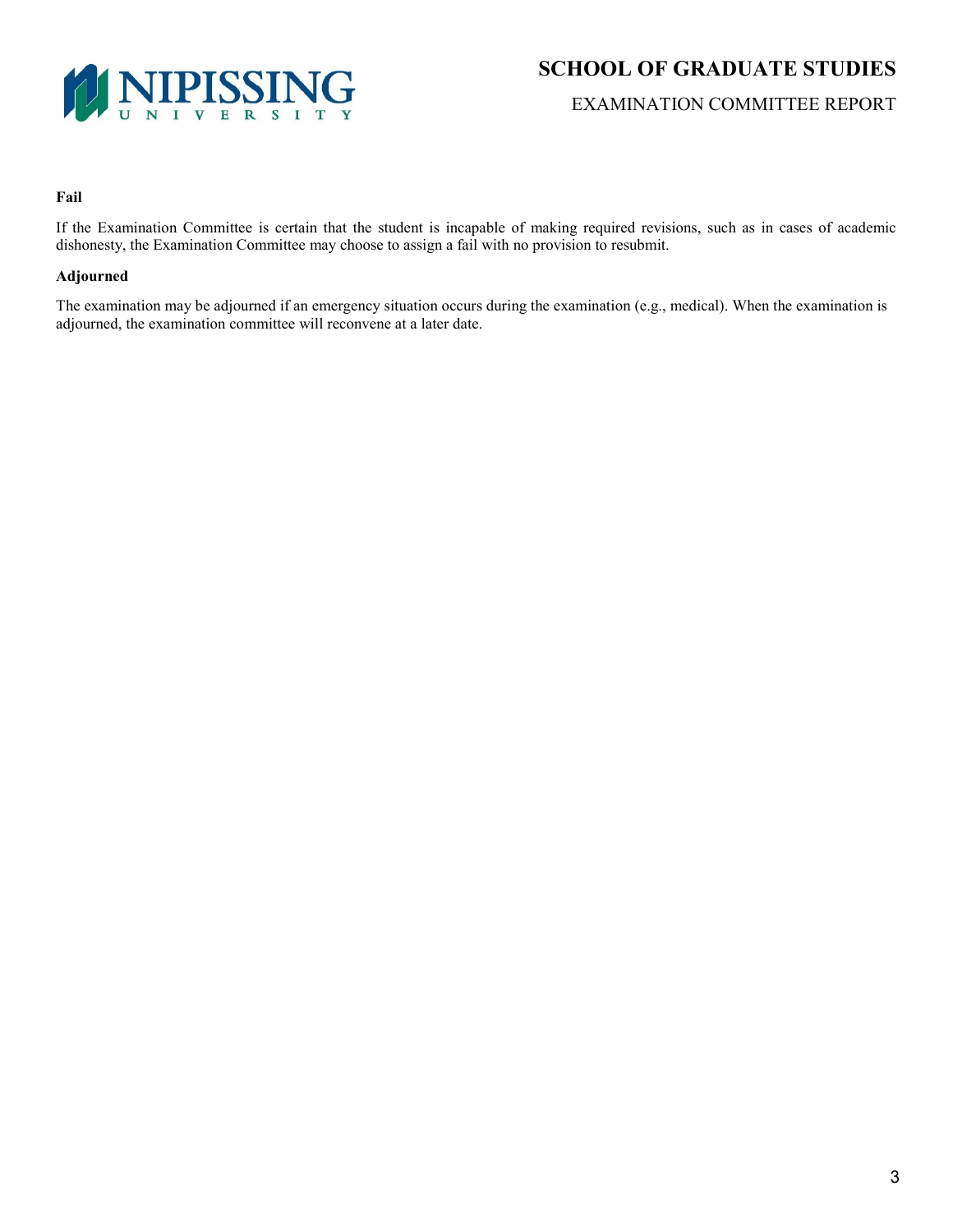**Fail**

If the Examination Committee is certain that the student is incapable of making required revisions, such as in cases of academic dishonesty, the Examination Committee may choose to assign a fail with no provision to resubmit.

**Adjourned**

The examination may be adjourned if an emergency situation occurs during the examination (e.g., medical). When the examination is adjourned, the examination committee will reconvene at a later date.